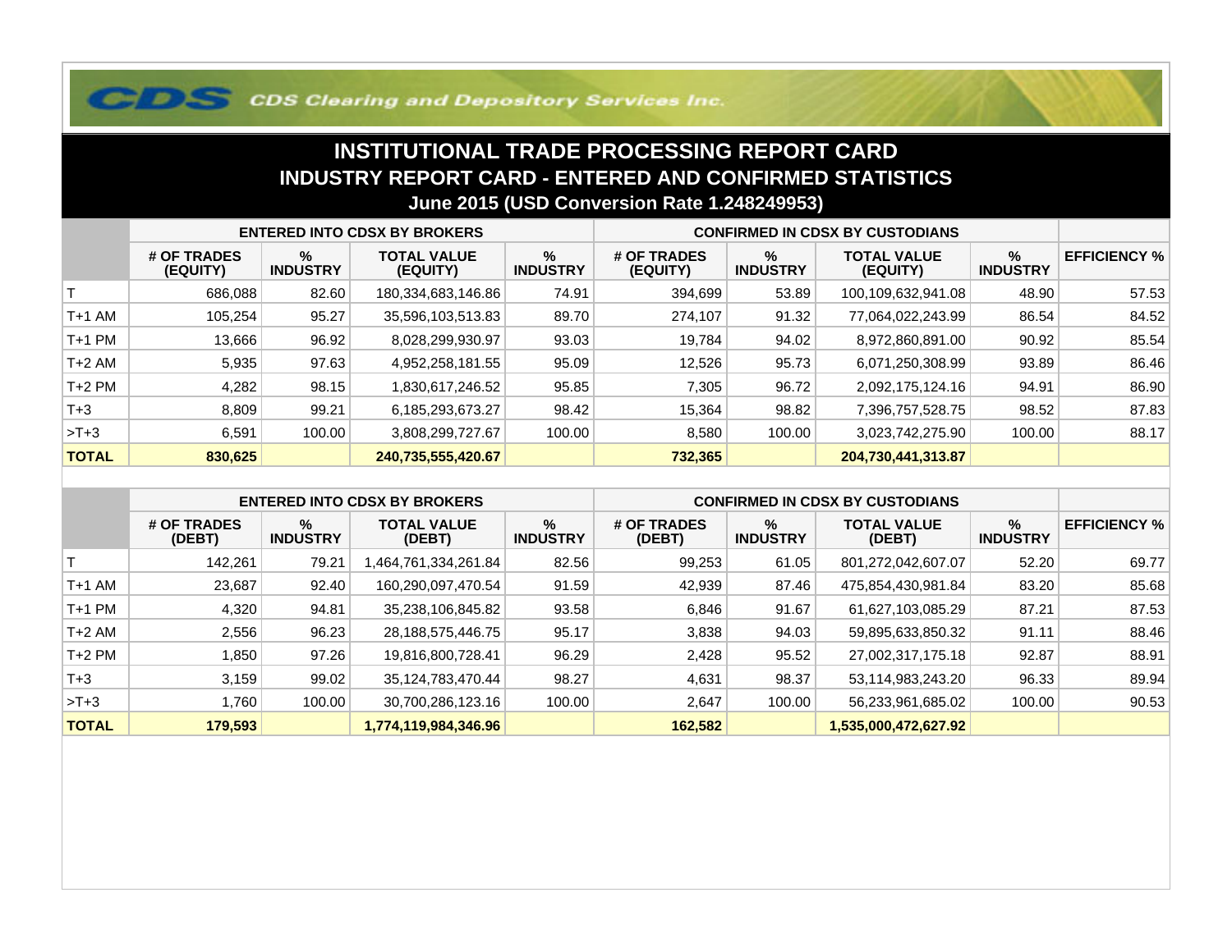CDS Clearing and Depository Services Inc.

# INSTITUTIONAL TRADE PROCESSING REPORT CARD

## INDUSTRY REPORT CARD - ENTERED AND CONFIRMED STATISTICS

### June 2015 (USD Conversion Rate 1.248249953)

| | ENTERED INTO CDSX BY BROKERS | | | | CONFIRMED IN CDSX BY CUSTODIANS | | | | |
|---|---|---|---|---|---|---|---|---|---|
| | # OF TRADES (EQUITY) | % INDUSTRY | TOTAL VALUE (EQUITY) | % INDUSTRY | # OF TRADES (EQUITY) | % INDUSTRY | TOTAL VALUE (EQUITY) | % INDUSTRY | EFFICIENCY % |
| T | 686,088 | 82.60 | 180,334,683,146.86 | 74.91 | 394,699 | 53.89 | 100,109,632,941.08 | 48.90 | 57.53 |
| T+1 AM | 105,254 | 95.27 | 35,596,103,513.83 | 89.70 | 274,107 | 91.32 | 77,064,022,243.99 | 86.54 | 84.52 |
| T+1 PM | 13,666 | 96.92 | 8,028,299,930.97 | 93.03 | 19,784 | 94.02 | 8,972,860,891.00 | 90.92 | 85.54 |
| T+2 AM | 5,935 | 97.63 | 4,952,258,181.55 | 95.09 | 12,526 | 95.73 | 6,071,250,308.99 | 93.89 | 86.46 |
| T+2 PM | 4,282 | 98.15 | 1,830,617,246.52 | 95.85 | 7,305 | 96.72 | 2,092,175,124.16 | 94.91 | 86.90 |
| T+3 | 8,809 | 99.21 | 6,185,293,673.27 | 98.42 | 15,364 | 98.82 | 7,396,757,528.75 | 98.52 | 87.83 |
| >T+3 | 6,591 | 100.00 | 3,808,299,727.67 | 100.00 | 8,580 | 100.00 | 3,023,742,275.90 | 100.00 | 88.17 |
| **TOTAL** | **830,625** | | **240,735,555,420.67** | | **732,365** | | **204,730,441,313.87** | | |

| | ENTERED INTO CDSX BY BROKERS | | | | CONFIRMED IN CDSX BY CUSTODIANS | | | | |
|---|---|---|---|---|---|---|---|---|---|
| | # OF TRADES (DEBT) | % INDUSTRY | TOTAL VALUE (DEBT) | % INDUSTRY | # OF TRADES (DEBT) | % INDUSTRY | TOTAL VALUE (DEBT) | % INDUSTRY | EFFICIENCY % |
| T | 142,261 | 79.21 | 1,464,761,334,261.84 | 82.56 | 99,253 | 61.05 | 801,272,042,607.07 | 52.20 | 69.77 |
| T+1 AM | 23,687 | 92.40 | 160,290,097,470.54 | 91.59 | 42,939 | 87.46 | 475,854,430,981.84 | 83.20 | 85.68 |
| T+1 PM | 4,320 | 94.81 | 35,238,106,845.82 | 93.58 | 6,846 | 91.67 | 61,627,103,085.29 | 87.21 | 87.53 |
| T+2 AM | 2,556 | 96.23 | 28,188,575,446.75 | 95.17 | 3,838 | 94.03 | 59,895,633,850.32 | 91.11 | 88.46 |
| T+2 PM | 1,850 | 97.26 | 19,816,800,728.41 | 96.29 | 2,428 | 95.52 | 27,002,317,175.18 | 92.87 | 88.91 |
| T+3 | 3,159 | 99.02 | 35,124,783,470.44 | 98.27 | 4,631 | 98.37 | 53,114,983,243.20 | 96.33 | 89.94 |
| >T+3 | 1,760 | 100.00 | 30,700,286,123.16 | 100.00 | 2,647 | 100.00 | 56,233,961,685.02 | 100.00 | 90.53 |
| **TOTAL** | **179,593** | | **1,774,119,984,346.96** | | **162,582** | | **1,535,000,472,627.92** | | |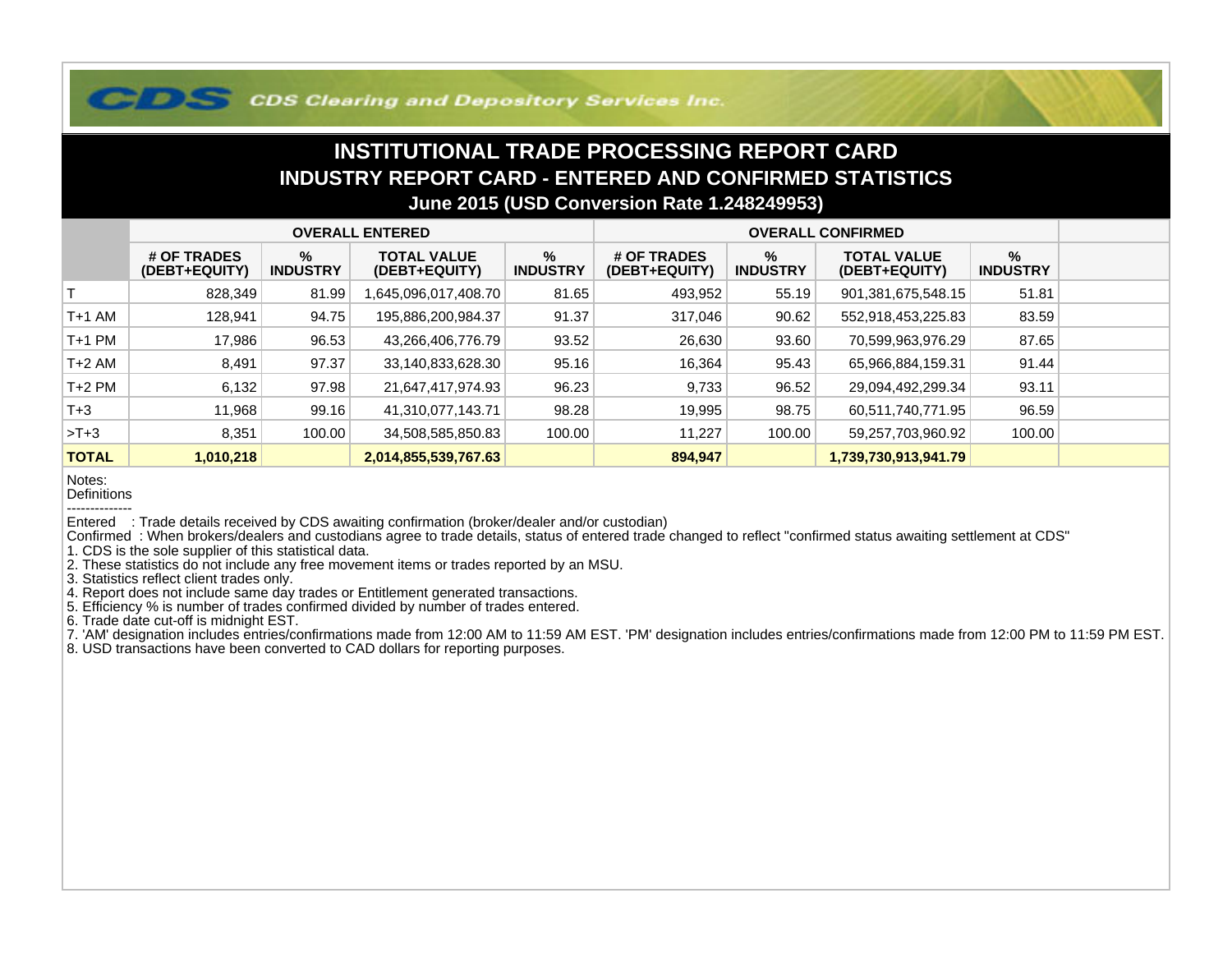CDS Clearing and Depository Services Inc.

# INSTITUTIONAL TRADE PROCESSING REPORT CARD

## INDUSTRY REPORT CARD - ENTERED AND CONFIRMED STATISTICS

### June 2015 (USD Conversion Rate 1.248249953)

| | OVERALL ENTERED | | | | OVERALL CONFIRMED | | | | |
|---|---|---|---|---|---|---|---|---|---|
| | # OF TRADES (DEBT+EQUITY) | % INDUSTRY | TOTAL VALUE (DEBT+EQUITY) | % INDUSTRY | # OF TRADES (DEBT+EQUITY) | % INDUSTRY | TOTAL VALUE (DEBT+EQUITY) | % INDUSTRY | |
| T | 828,349 | 81.99 | 1,645,096,017,408.70 | 81.65 | 493,952 | 55.19 | 901,381,675,548.15 | 51.81 | |
| T+1 AM | 128,941 | 94.75 | 195,886,200,984.37 | 91.37 | 317,046 | 90.62 | 552,918,453,225.83 | 83.59 | |
| T+1 PM | 17,986 | 96.53 | 43,266,406,776.79 | 93.52 | 26,630 | 93.60 | 70,599,963,976.29 | 87.65 | |
| T+2 AM | 8,491 | 97.37 | 33,140,833,628.30 | 95.16 | 16,364 | 95.43 | 65,966,884,159.31 | 91.44 | |
| T+2 PM | 6,132 | 97.98 | 21,647,417,974.93 | 96.23 | 9,733 | 96.52 | 29,094,492,299.34 | 93.11 | |
| T+3 | 11,968 | 99.16 | 41,310,077,143.71 | 98.28 | 19,995 | 98.75 | 60,511,740,771.95 | 96.59 | |
| >T+3 | 8,351 | 100.00 | 34,508,585,850.83 | 100.00 | 11,227 | 100.00 | 59,257,703,960.92 | 100.00 | |
| **TOTAL** | **1,010,218** | | **2,014,855,539,767.63** | | **894,947** | | **1,739,730,913,941.79** | | |

Notes:
Definitions
--------------
Entered : Trade details received by CDS awaiting confirmation (broker/dealer and/or custodian)
Confirmed : When brokers/dealers and custodians agree to trade details, status of entered trade changed to reflect "confirmed status awaiting settlement at CDS"

1. CDS is the sole supplier of this statistical data.
2. These statistics do not include any free movement items or trades reported by an MSU.
3. Statistics reflect client trades only.
4. Report does not include same day trades or Entitlement generated transactions.
5. Efficiency % is number of trades confirmed divided by number of trades entered.
6. Trade date cut-off is midnight EST.
7. 'AM' designation includes entries/confirmations made from 12:00 AM to 11:59 AM EST. 'PM' designation includes entries/confirmations made from 12:00 PM to 11:59 PM EST.
8. USD transactions have been converted to CAD dollars for reporting purposes.